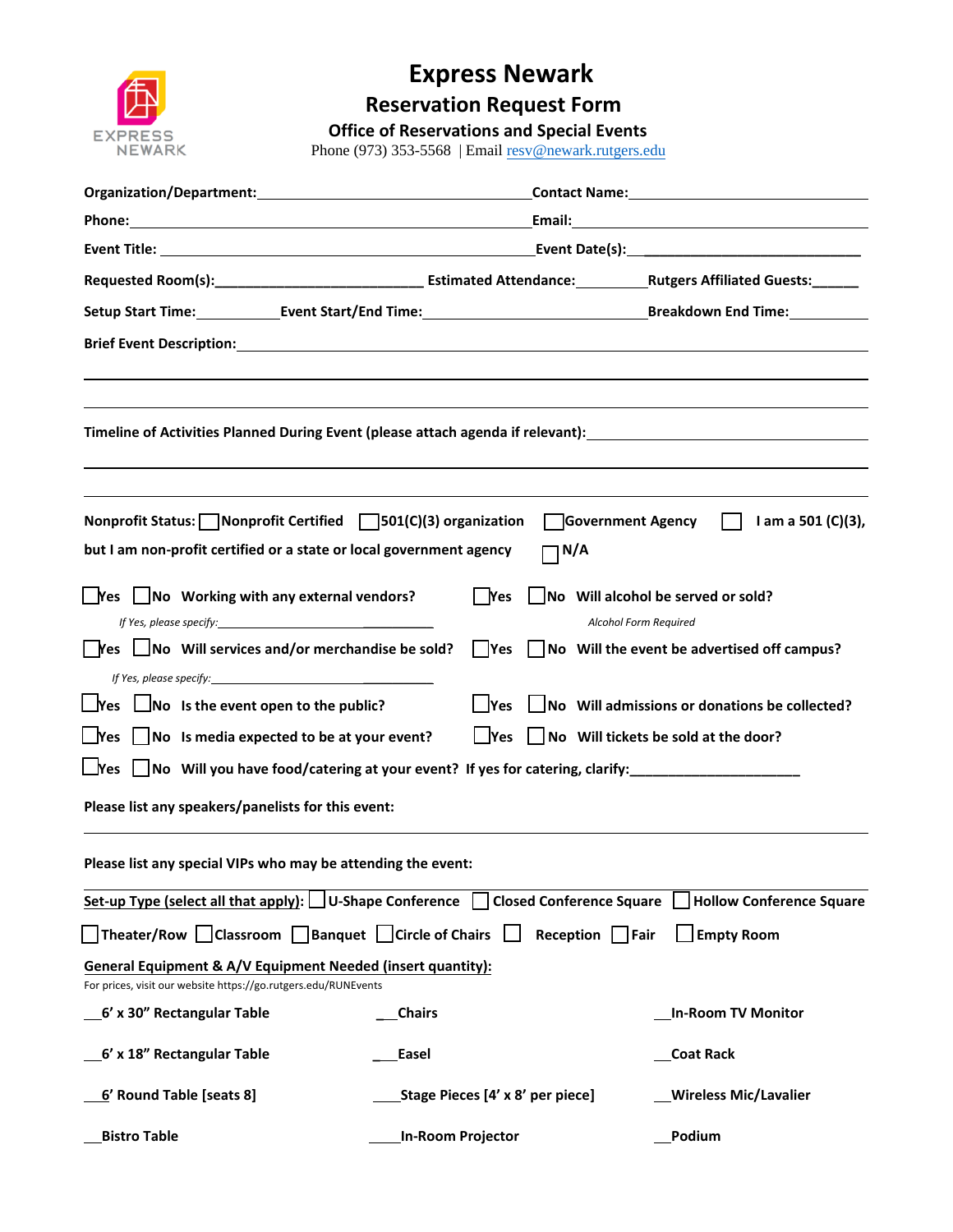# Express Newark

## Reservation Request Form

### Office of Reservations and Special Events

Phone (973) 353-5568 | Email resv@newark.rutgers.edu

**Organization/Department:** ______________________ **Contact Name:** ______________________

**Phone:** ______________________ **Email:** ______________________

**Event Title:** ______________________ **Event Date(s):** ______________________

**Requested Room(s):** ______________ **Estimated Attendance:** _________ **Rutgers Affiliated Guests:** ______

**Setup Start Time:** ________ **Event Start/End Time:** ______________ **Breakdown End Time:** ________

**Brief Event Description:** ______________________

______________________

______________________

**Timeline of Activities Planned During Event (please attach agenda if relevant):** ______________________

______________________

______________________

**Nonprofit Status:** ☐ Nonprofit Certified ☐ 501(C)(3) organization ☐ Government Agency ☐ I am a 501 (C)(3), but I am non-profit certified or a state or local government agency ☐ N/A

☐ Yes ☐ No **Working with any external vendors?**
*If Yes, please specify:* ______________________

☐ Yes ☐ No **Will alcohol be served or sold?**
*Alcohol Form Required*

☐ Yes ☐ No **Will services and/or merchandise be sold?**
*If Yes, please specify:* ______________________

☐ Yes ☐ No **Will the event be advertised off campus?**

☐ Yes ☐ No **Is the event open to the public?**

☐ Yes ☐ No **Will admissions or donations be collected?**

☐ Yes ☐ No **Is media expected to be at your event?**

☐ Yes ☐ No **Will tickets be sold at the door?**

☐ Yes ☐ No **Will you have food/catering at your event? If yes for catering, clarify:** ______________________

**Please list any speakers/panelists for this event:**

______________________

**Please list any special VIPs who may be attending the event:**

______________________

**Set-up Type (select all that apply):** ☐ U-Shape Conference ☐ Closed Conference Square ☐ Hollow Conference Square ☐ Theater/Row ☐ Classroom ☐ Banquet ☐ Circle of Chairs ☐ Reception ☐ Fair ☐ Empty Room

**General Equipment & A/V Equipment Needed (insert quantity):**

For prices, visit our website https://go.rutgers.edu/RUNEvents

__ **6' x 30" Rectangular Table**

__ **Chairs**

__ **In-Room TV Monitor**

__ **6' x 18" Rectangular Table**

__ **Easel**

__ **Coat Rack**

__ **6' Round Table [seats 8]**

__ **Stage Pieces [4' x 8' per piece]**

__ **Wireless Mic/Lavalier**

__ **Bistro Table**

__ **In-Room Projector**

__ **Podium**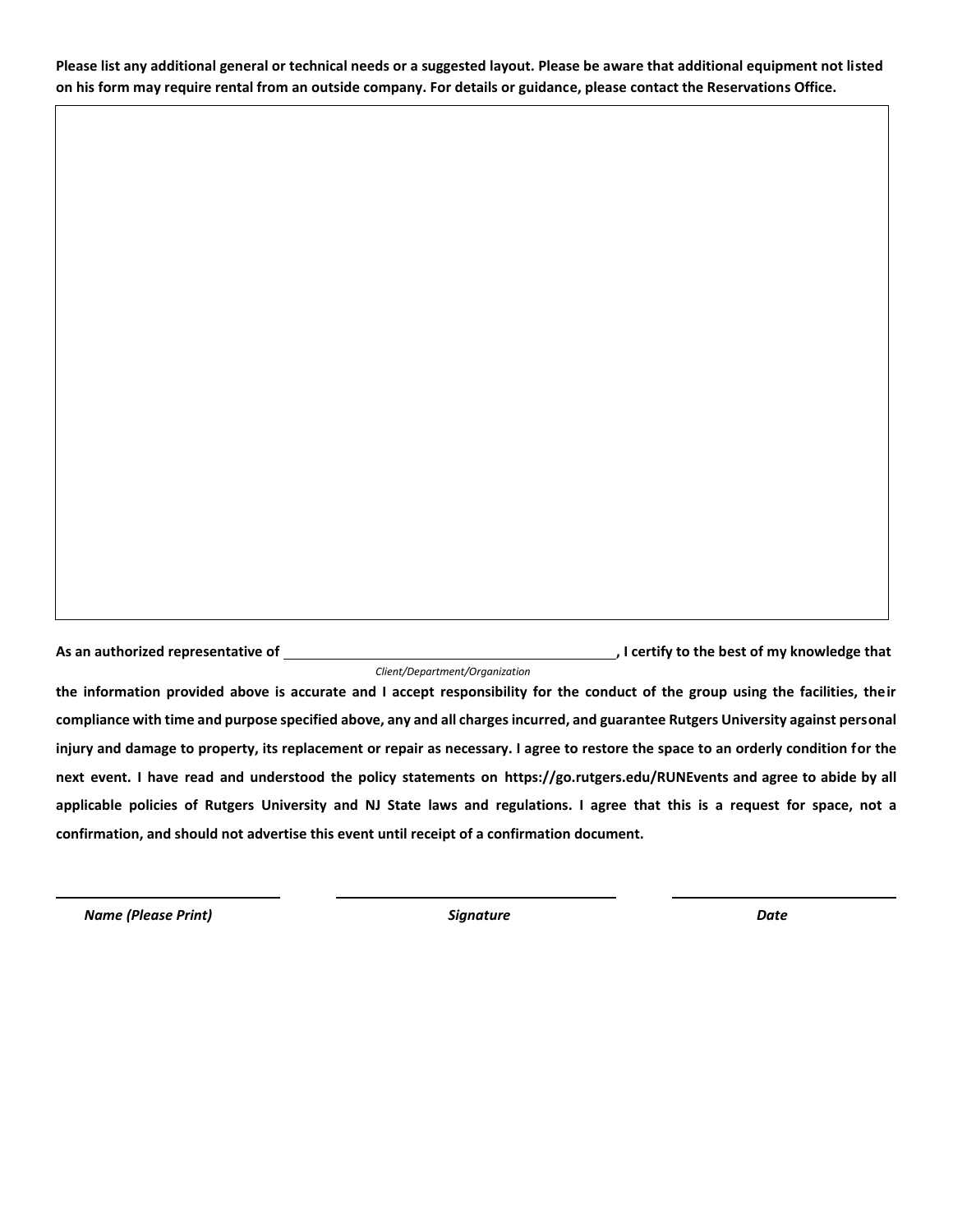**Please list any additional general or technical needs or a suggested layout. Please be aware that additional equipment not listed on his form may require rental from an outside company. For details or guidance, please contact the Reservations Office.**

**As an authorized representative of** \_\_\_\_\_\_\_\_\_\_\_\_\_\_\_\_\_\_\_\_\_\_\_\_\_\_\_\_\_\_\_\_\_\_\_\_\_\_\_\_\_\_**, I certify to the best of my knowledge that**

*Client/Department/Organization*

**the information provided above is accurate and I accept responsibility for the conduct of the group using the facilities, their compliance with time and purpose specified above, any and all charges incurred, and guarantee Rutgers University against personal injury and damage to property, its replacement or repair as necessary. I agree to restore the space to an orderly condition for the next event. I have read and understood the policy statements on https://go.rutgers.edu/RUNEvents and agree to abide by all applicable policies of Rutgers University and NJ State laws and regulations. I agree that this is a request for space, not a confirmation, and should not advertise this event until receipt of a confirmation document.**

| | | |
|---|---|---|
| \_\_\_\_\_\_\_\_\_\_\_\_\_\_\_\_\_\_\_\_ | \_\_\_\_\_\_\_\_\_\_\_\_\_\_\_\_\_\_\_\_ | \_\_\_\_\_\_\_\_\_\_\_\_\_\_\_\_\_\_\_\_ |
| ***Name (Please Print)*** | ***Signature*** | ***Date*** |